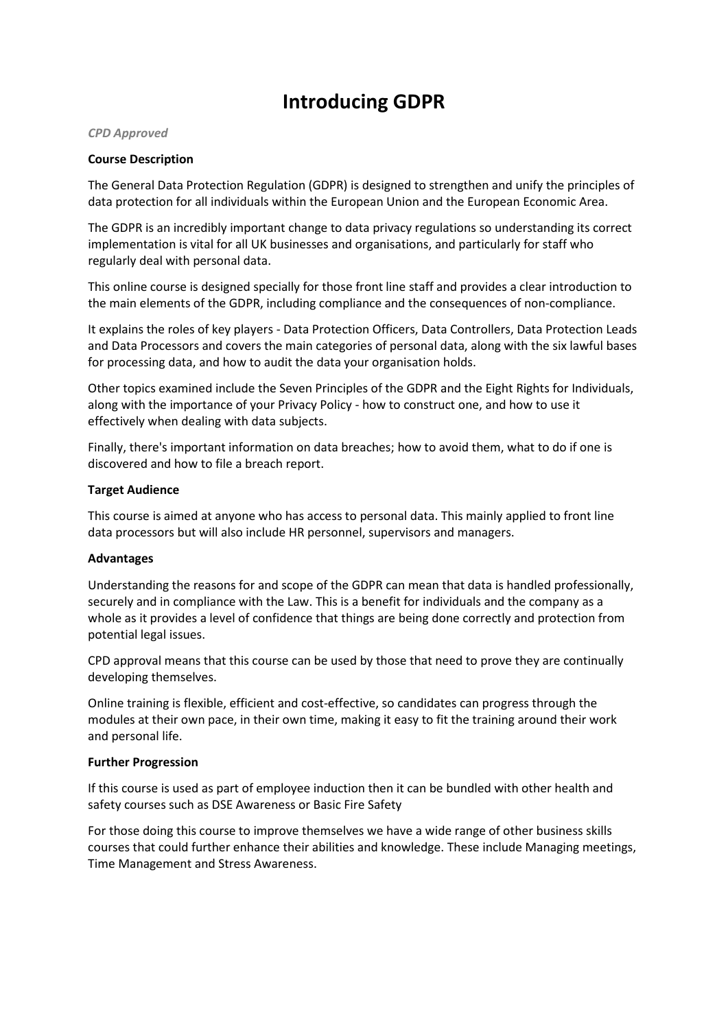# Introducing GDPR

*CPD Approved*

**Course Description**

The General Data Protection Regulation (GDPR) is designed to strengthen and unify the principles of data protection for all individuals within the European Union and the European Economic Area.

The GDPR is an incredibly important change to data privacy regulations so understanding its correct implementation is vital for all UK businesses and organisations, and particularly for staff who regularly deal with personal data.

This online course is designed specially for those front line staff and provides a clear introduction to the main elements of the GDPR, including compliance and the consequences of non-compliance.

It explains the roles of key players - Data Protection Officers, Data Controllers, Data Protection Leads and Data Processors and covers the main categories of personal data, along with the six lawful bases for processing data, and how to audit the data your organisation holds.

Other topics examined include the Seven Principles of the GDPR and the Eight Rights for Individuals, along with the importance of your Privacy Policy - how to construct one, and how to use it effectively when dealing with data subjects.

Finally, there's important information on data breaches; how to avoid them, what to do if one is discovered and how to file a breach report.

**Target Audience**

This course is aimed at anyone who has access to personal data. This mainly applied to front line data processors but will also include HR personnel, supervisors and managers.

**Advantages**

Understanding the reasons for and scope of the GDPR can mean that data is handled professionally, securely and in compliance with the Law. This is a benefit for individuals and the company as a whole as it provides a level of confidence that things are being done correctly and protection from potential legal issues.

CPD approval means that this course can be used by those that need to prove they are continually developing themselves.

Online training is flexible, efficient and cost-effective, so candidates can progress through the modules at their own pace, in their own time, making it easy to fit the training around their work and personal life.

**Further Progression**

If this course is used as part of employee induction then it can be bundled with other health and safety courses such as DSE Awareness or Basic Fire Safety

For those doing this course to improve themselves we have a wide range of other business skills courses that could further enhance their abilities and knowledge. These include Managing meetings, Time Management and Stress Awareness.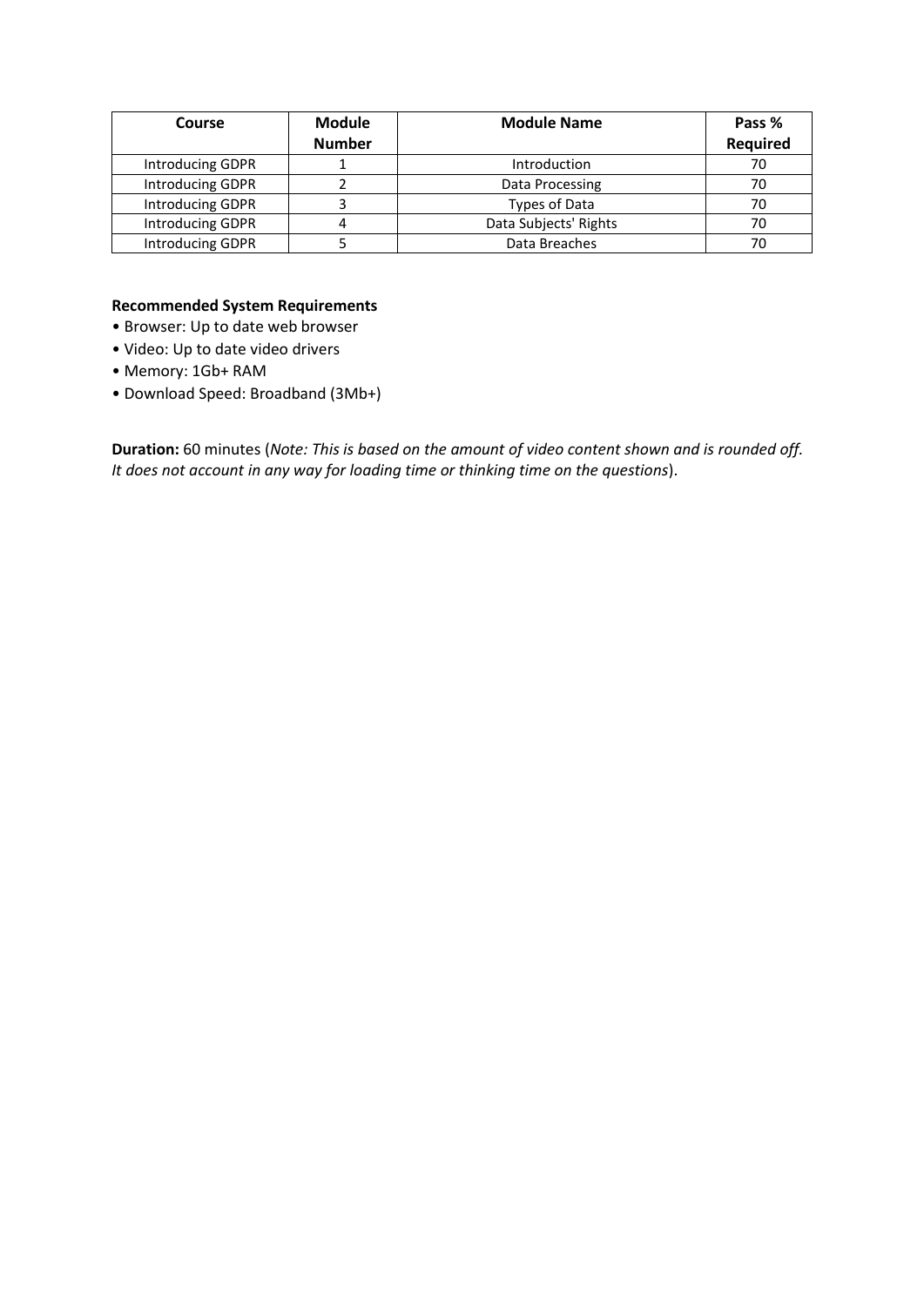| Course | Module Number | Module Name | Pass % Required |
|---|---|---|---|
| Introducing GDPR | 1 | Introduction | 70 |
| Introducing GDPR | 2 | Data Processing | 70 |
| Introducing GDPR | 3 | Types of Data | 70 |
| Introducing GDPR | 4 | Data Subjects' Rights | 70 |
| Introducing GDPR | 5 | Data Breaches | 70 |

**Recommended System Requirements**

- Browser: Up to date web browser
- Video: Up to date video drivers
- Memory: 1Gb+ RAM
- Download Speed: Broadband (3Mb+)

**Duration:** 60 minutes (*Note: This is based on the amount of video content shown and is rounded off. It does not account in any way for loading time or thinking time on the questions*).